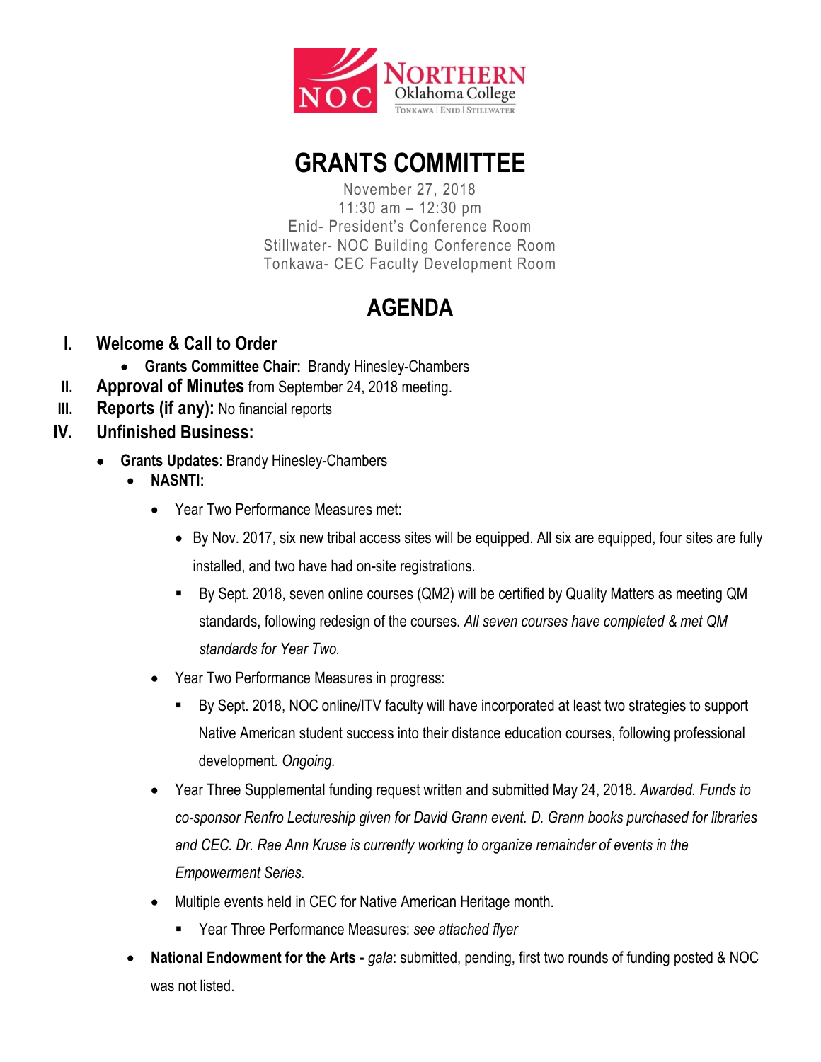NORTHERN Oklahoma College

TONKAWA | ENID | STILLWATER

# GRANTS COMMITTEE

November 27, 2018
11:30 am – 12:30 pm
Enid- President's Conference Room
Stillwater- NOC Building Conference Room
Tonkawa- CEC Faculty Development Room

# AGENDA

I. **Welcome & Call to Order**
   - **Grants Committee Chair:** Brandy Hinesley-Chambers

II. **Approval of Minutes** from September 24, 2018 meeting.

III. **Reports (if any):** No financial reports

IV. **Unfinished Business:**
   - **Grants Updates**: Brandy Hinesley-Chambers
     - **NASNTI:**
       - Year Two Performance Measures met:
         - By Nov. 2017, six new tribal access sites will be equipped. All six are equipped, four sites are fully installed, and two have had on-site registrations.
         - By Sept. 2018, seven online courses (QM2) will be certified by Quality Matters as meeting QM standards, following redesign of the courses. *All seven courses have completed & met QM standards for Year Two.*
       - Year Two Performance Measures in progress:
         - By Sept. 2018, NOC online/ITV faculty will have incorporated at least two strategies to support Native American student success into their distance education courses, following professional development. *Ongoing.*
       - Year Three Supplemental funding request written and submitted May 24, 2018. *Awarded. Funds to co-sponsor Renfro Lectureship given for David Grann event. D. Grann books purchased for libraries and CEC. Dr. Rae Ann Kruse is currently working to organize remainder of events in the Empowerment Series.*
       - Multiple events held in CEC for Native American Heritage month.
         - Year Three Performance Measures: *see attached flyer*
     - **National Endowment for the Arts -** *gala*: submitted, pending, first two rounds of funding posted & NOC was not listed.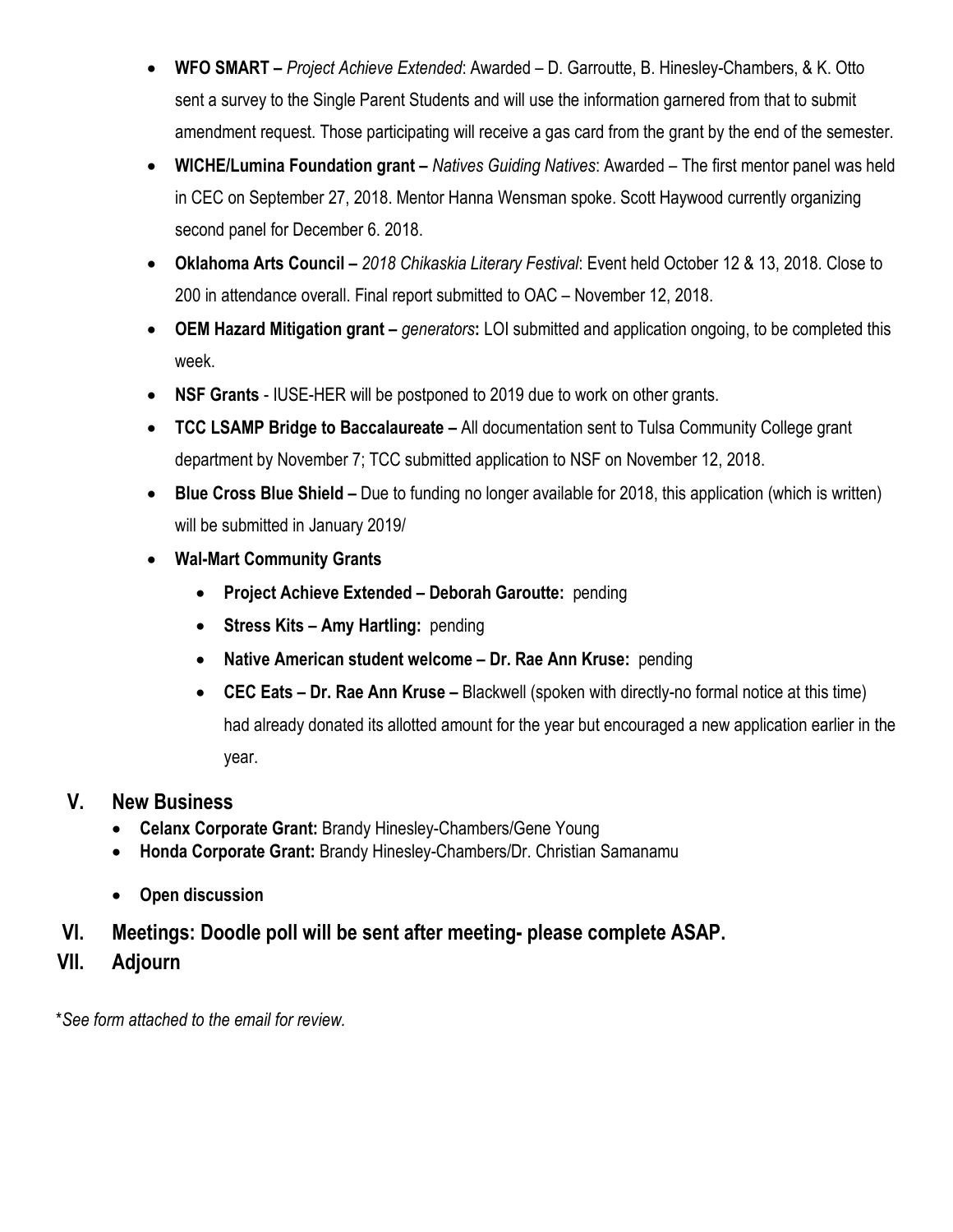- **WFO SMART –** *Project Achieve Extended*: Awarded – D. Garroutte, B. Hinesley-Chambers, & K. Otto sent a survey to the Single Parent Students and will use the information garnered from that to submit amendment request. Those participating will receive a gas card from the grant by the end of the semester.
- **WICHE/Lumina Foundation grant –** *Natives Guiding Natives*: Awarded – The first mentor panel was held in CEC on September 27, 2018. Mentor Hanna Wensman spoke. Scott Haywood currently organizing second panel for December 6. 2018.
- **Oklahoma Arts Council –** *2018 Chikaskia Literary Festival*: Event held October 12 & 13, 2018. Close to 200 in attendance overall. Final report submitted to OAC – November 12, 2018.
- **OEM Hazard Mitigation grant –** *generators***:** LOI submitted and application ongoing, to be completed this week.
- **NSF Grants** - IUSE-HER will be postponed to 2019 due to work on other grants.
- **TCC LSAMP Bridge to Baccalaureate –** All documentation sent to Tulsa Community College grant department by November 7; TCC submitted application to NSF on November 12, 2018.
- **Blue Cross Blue Shield –** Due to funding no longer available for 2018, this application (which is written) will be submitted in January 2019/
- **Wal-Mart Community Grants**
  - **Project Achieve Extended – Deborah Garoutte:** pending
  - **Stress Kits – Amy Hartling:** pending
  - **Native American student welcome – Dr. Rae Ann Kruse:** pending
  - **CEC Eats – Dr. Rae Ann Kruse –** Blackwell (spoken with directly-no formal notice at this time) had already donated its allotted amount for the year but encouraged a new application earlier in the year.

## V. New Business

- **Celanx Corporate Grant:** Brandy Hinesley-Chambers/Gene Young
- **Honda Corporate Grant:** Brandy Hinesley-Chambers/Dr. Christian Samanamu
- **Open discussion**

## VI. Meetings: Doodle poll will be sent after meeting- please complete ASAP.

## VII. Adjourn

\**See form attached to the email for review.*